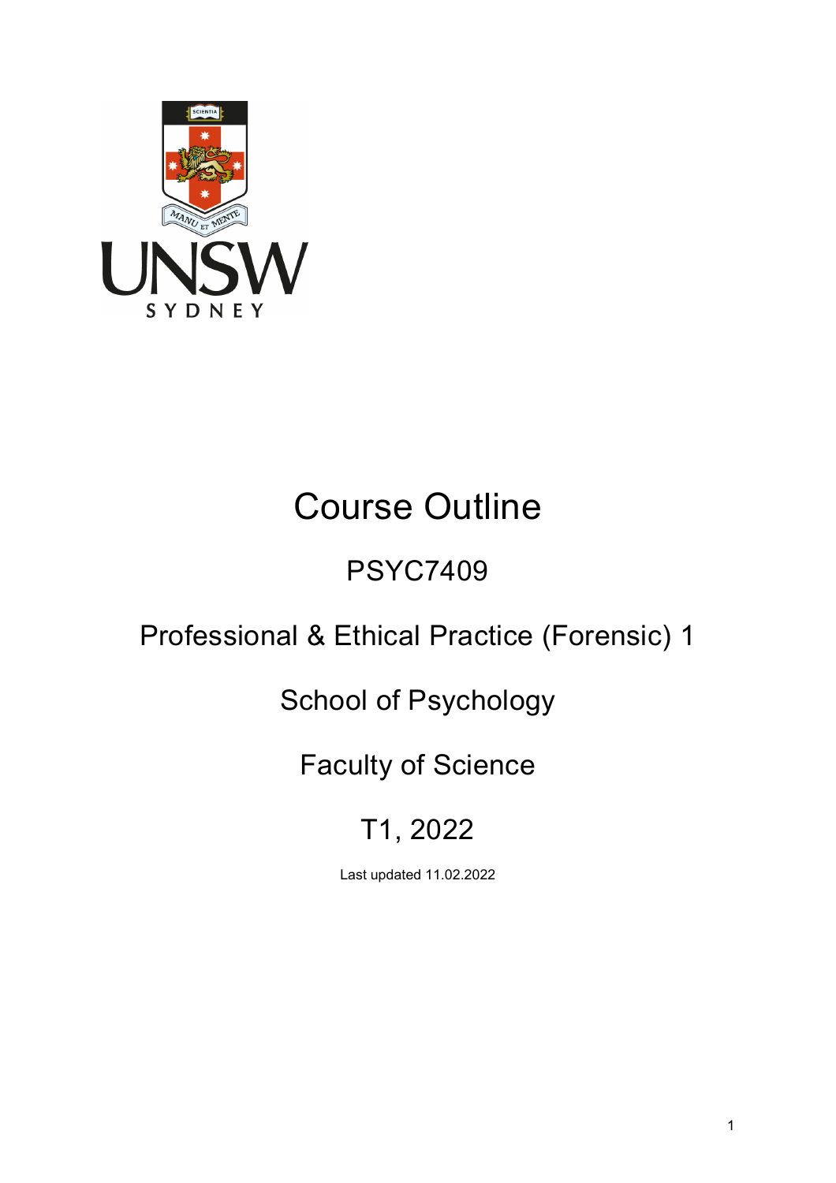# Course Outline

## PSYC7409

## Professional & Ethical Practice (Forensic) 1

## School of Psychology

## Faculty of Science

## T1, 2022

Last updated 11.02.2022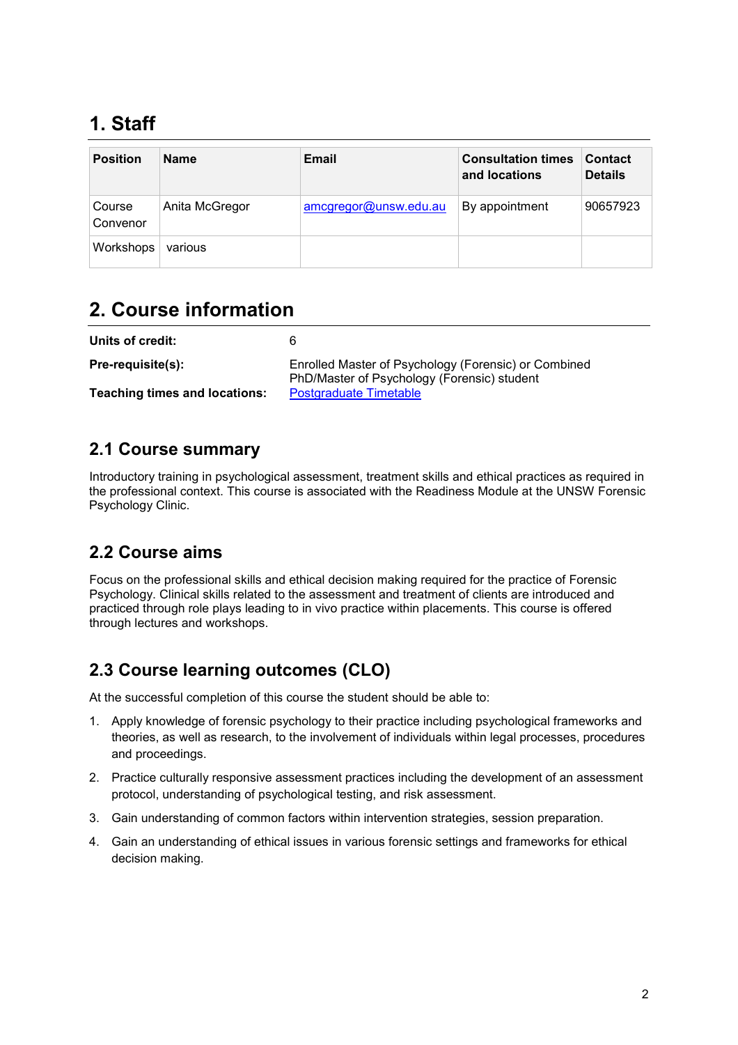# 1. Staff

| Position | Name | Email | Consultation times and locations | Contact Details |
|---|---|---|---|---|
| Course Convenor | Anita McGregor | amcgregor@unsw.edu.au | By appointment | 90657923 |
| Workshops | various | | | |

# 2. Course information

**Units of credit:** 6

**Pre-requisite(s):** Enrolled Master of Psychology (Forensic) or Combined PhD/Master of Psychology (Forensic) student

**Teaching times and locations:** Postgraduate Timetable

## 2.1 Course summary

Introductory training in psychological assessment, treatment skills and ethical practices as required in the professional context. This course is associated with the Readiness Module at the UNSW Forensic Psychology Clinic.

## 2.2 Course aims

Focus on the professional skills and ethical decision making required for the practice of Forensic Psychology. Clinical skills related to the assessment and treatment of clients are introduced and practiced through role plays leading to in vivo practice within placements. This course is offered through lectures and workshops.

## 2.3 Course learning outcomes (CLO)

At the successful completion of this course the student should be able to:

1. Apply knowledge of forensic psychology to their practice including psychological frameworks and theories, as well as research, to the involvement of individuals within legal processes, procedures and proceedings.
2. Practice culturally responsive assessment practices including the development of an assessment protocol, understanding of psychological testing, and risk assessment.
3. Gain understanding of common factors within intervention strategies, session preparation.
4. Gain an understanding of ethical issues in various forensic settings and frameworks for ethical decision making.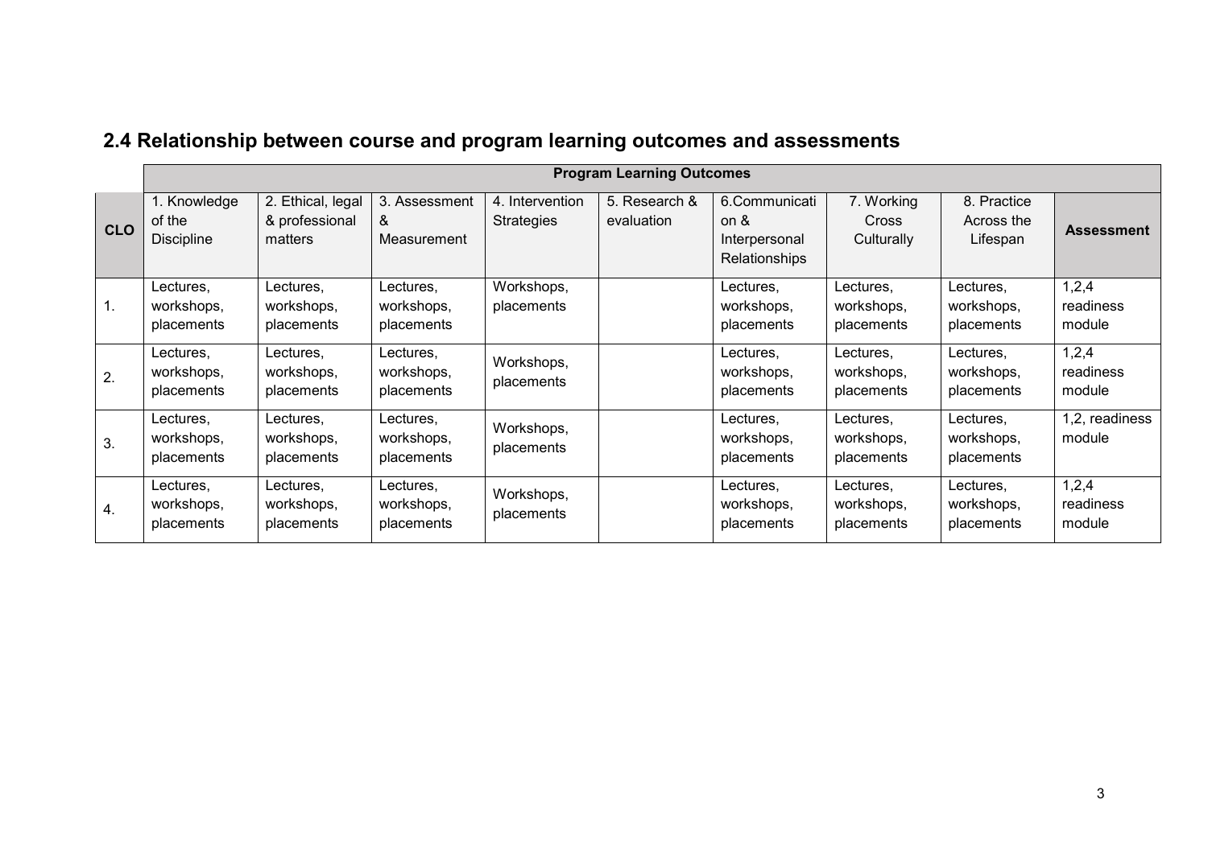## 2.4 Relationship between course and program learning outcomes and assessments

| | Program Learning Outcomes | | | | | | | | |
|---|---|---|---|---|---|---|---|---|---|
| **CLO** | 1. Knowledge of the Discipline | 2. Ethical, legal & professional matters | 3. Assessment & Measurement | 4. Intervention Strategies | 5. Research & evaluation | 6.Communication & Interpersonal Relationships | 7. Working Cross Culturally | 8. Practice Across the Lifespan | **Assessment** |
| 1. | Lectures, workshops, placements | Lectures, workshops, placements | Lectures, workshops, placements | Workshops, placements | | Lectures, workshops, placements | Lectures, workshops, placements | Lectures, workshops, placements | 1,2,4 readiness module |
| 2. | Lectures, workshops, placements | Lectures, workshops, placements | Lectures, workshops, placements | Workshops, placements | | Lectures, workshops, placements | Lectures, workshops, placements | Lectures, workshops, placements | 1,2,4 readiness module |
| 3. | Lectures, workshops, placements | Lectures, workshops, placements | Lectures, workshops, placements | Workshops, placements | | Lectures, workshops, placements | Lectures, workshops, placements | Lectures, workshops, placements | 1,2, readiness module |
| 4. | Lectures, workshops, placements | Lectures, workshops, placements | Lectures, workshops, placements | Workshops, placements | | Lectures, workshops, placements | Lectures, workshops, placements | Lectures, workshops, placements | 1,2,4 readiness module |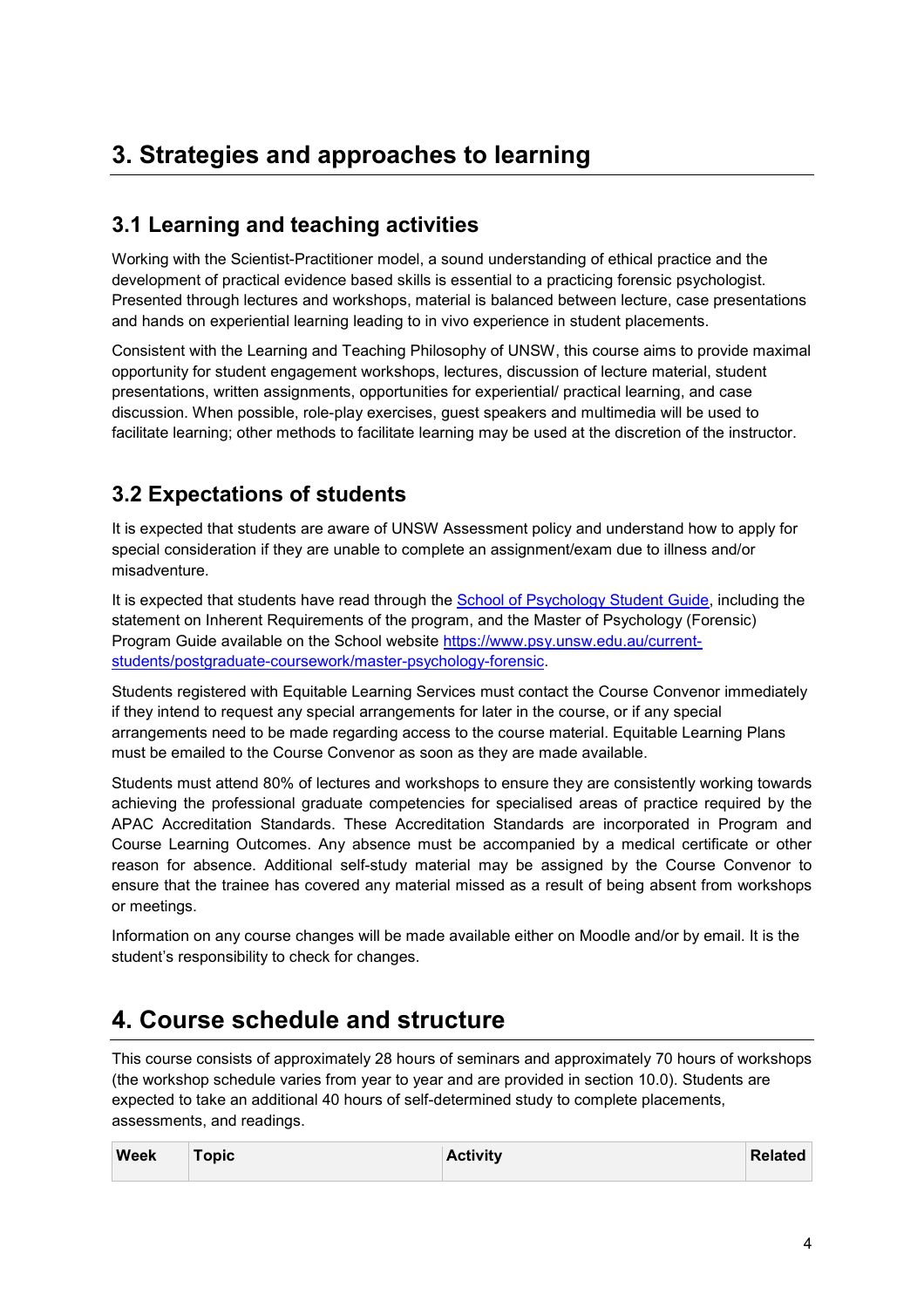# 3. Strategies and approaches to learning

## 3.1 Learning and teaching activities

Working with the Scientist-Practitioner model, a sound understanding of ethical practice and the development of practical evidence based skills is essential to a practicing forensic psychologist. Presented through lectures and workshops, material is balanced between lecture, case presentations and hands on experiential learning leading to in vivo experience in student placements.

Consistent with the Learning and Teaching Philosophy of UNSW, this course aims to provide maximal opportunity for student engagement workshops, lectures, discussion of lecture material, student presentations, written assignments, opportunities for experiential/ practical learning, and case discussion. When possible, role-play exercises, guest speakers and multimedia will be used to facilitate learning; other methods to facilitate learning may be used at the discretion of the instructor.

## 3.2 Expectations of students

It is expected that students are aware of UNSW Assessment policy and understand how to apply for special consideration if they are unable to complete an assignment/exam due to illness and/or misadventure.

It is expected that students have read through the [School of Psychology Student Guide](), including the statement on Inherent Requirements of the program, and the Master of Psychology (Forensic) Program Guide available on the School website [https://www.psy.unsw.edu.au/current-students/postgraduate-coursework/master-psychology-forensic](https://www.psy.unsw.edu.au/current-students/postgraduate-coursework/master-psychology-forensic).

Students registered with Equitable Learning Services must contact the Course Convenor immediately if they intend to request any special arrangements for later in the course, or if any special arrangements need to be made regarding access to the course material. Equitable Learning Plans must be emailed to the Course Convenor as soon as they are made available.

Students must attend 80% of lectures and workshops to ensure they are consistently working towards achieving the professional graduate competencies for specialised areas of practice required by the APAC Accreditation Standards. These Accreditation Standards are incorporated in Program and Course Learning Outcomes. Any absence must be accompanied by a medical certificate or other reason for absence. Additional self-study material may be assigned by the Course Convenor to ensure that the trainee has covered any material missed as a result of being absent from workshops or meetings.

Information on any course changes will be made available either on Moodle and/or by email. It is the student's responsibility to check for changes.

# 4. Course schedule and structure

This course consists of approximately 28 hours of seminars and approximately 70 hours of workshops (the workshop schedule varies from year to year and are provided in section 10.0). Students are expected to take an additional 40 hours of self-determined study to complete placements, assessments, and readings.

| Week | Topic | Activity | Related |
|---|---|---|---|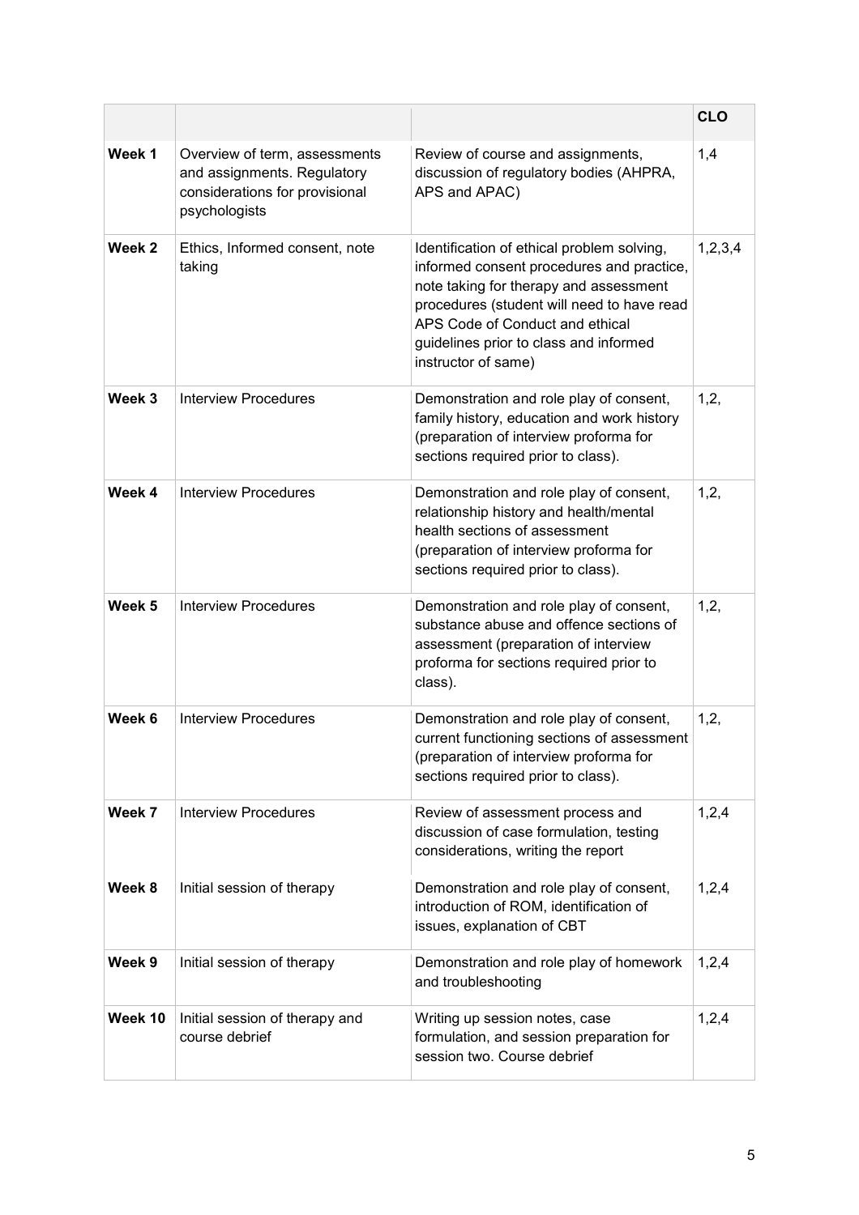| | | | CLO |
|---|---|---|---|
| **Week 1** | Overview of term, assessments and assignments. Regulatory considerations for provisional psychologists | Review of course and assignments, discussion of regulatory bodies (AHPRA, APS and APAC) | 1,4 |
| **Week 2** | Ethics, Informed consent, note taking | Identification of ethical problem solving, informed consent procedures and practice, note taking for therapy and assessment procedures (student will need to have read APS Code of Conduct and ethical guidelines prior to class and informed instructor of same) | 1,2,3,4 |
| **Week 3** | Interview Procedures | Demonstration and role play of consent, family history, education and work history (preparation of interview proforma for sections required prior to class). | 1,2, |
| **Week 4** | Interview Procedures | Demonstration and role play of consent, relationship history and health/mental health sections of assessment (preparation of interview proforma for sections required prior to class). | 1,2, |
| **Week 5** | Interview Procedures | Demonstration and role play of consent, substance abuse and offence sections of assessment (preparation of interview proforma for sections required prior to class). | 1,2, |
| **Week 6** | Interview Procedures | Demonstration and role play of consent, current functioning sections of assessment (preparation of interview proforma for sections required prior to class). | 1,2, |
| **Week 7** | Interview Procedures | Review of assessment process and discussion of case formulation, testing considerations, writing the report | 1,2,4 |
| **Week 8** | Initial session of therapy | Demonstration and role play of consent, introduction of ROM, identification of issues, explanation of CBT | 1,2,4 |
| **Week 9** | Initial session of therapy | Demonstration and role play of homework and troubleshooting | 1,2,4 |
| **Week 10** | Initial session of therapy and course debrief | Writing up session notes, case formulation, and session preparation for session two. Course debrief | 1,2,4 |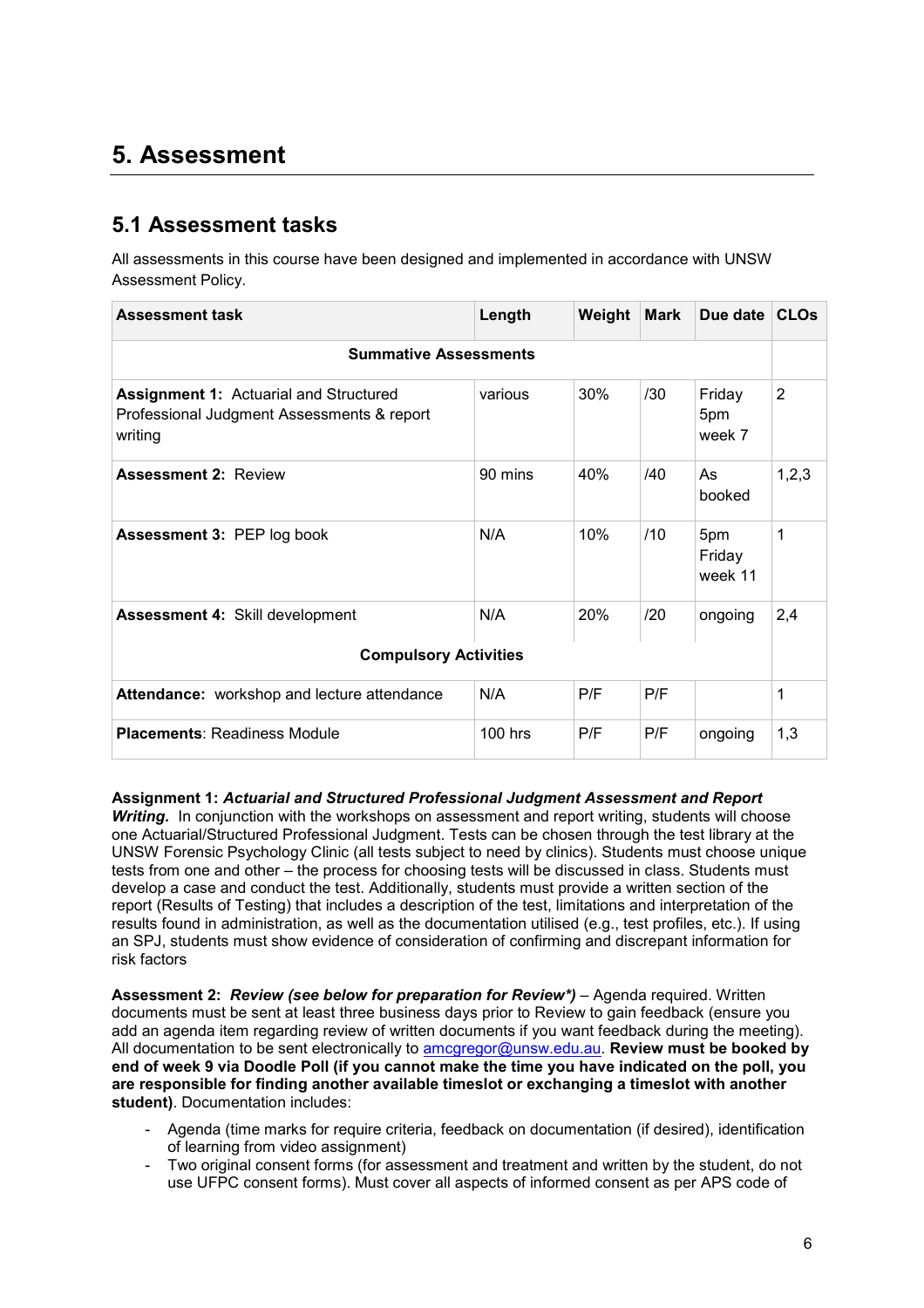# 5. Assessment

## 5.1 Assessment tasks

All assessments in this course have been designed and implemented in accordance with UNSW Assessment Policy.

| Assessment task | Length | Weight | Mark | Due date | CLOs |
|---|---|---|---|---|---|
| **Summative Assessments** | | | | | |
| **Assignment 1:** Actuarial and Structured Professional Judgment Assessments & report writing | various | 30% | /30 | Friday 5pm week 7 | 2 |
| **Assessment 2:** Review | 90 mins | 40% | /40 | As booked | 1,2,3 |
| **Assessment 3:** PEP log book | N/A | 10% | /10 | 5pm Friday week 11 | 1 |
| **Assessment 4:** Skill development | N/A | 20% | /20 | ongoing | 2,4 |
| **Compulsory Activities** | | | | | |
| **Attendance:** workshop and lecture attendance | N/A | P/F | P/F | | 1 |
| **Placements**: Readiness Module | 100 hrs | P/F | P/F | ongoing | 1,3 |

**Assignment 1:** ***Actuarial and Structured Professional Judgment Assessment and Report Writing.*** In conjunction with the workshops on assessment and report writing, students will choose one Actuarial/Structured Professional Judgment. Tests can be chosen through the test library at the UNSW Forensic Psychology Clinic (all tests subject to need by clinics). Students must choose unique tests from one and other – the process for choosing tests will be discussed in class. Students must develop a case and conduct the test. Additionally, students must provide a written section of the report (Results of Testing) that includes a description of the test, limitations and interpretation of the results found in administration, as well as the documentation utilised (e.g., test profiles, etc.). If using an SPJ, students must show evidence of consideration of confirming and discrepant information for risk factors

**Assessment 2:** ***Review (see below for preparation for Review\*)*** – Agenda required. Written documents must be sent at least three business days prior to Review to gain feedback (ensure you add an agenda item regarding review of written documents if you want feedback during the meeting). All documentation to be sent electronically to amcgregor@unsw.edu.au. **Review must be booked by end of week 9 via Doodle Poll (if you cannot make the time you have indicated on the poll, you are responsible for finding another available timeslot or exchanging a timeslot with another student)**. Documentation includes:

- Agenda (time marks for require criteria, feedback on documentation (if desired), identification of learning from video assignment)
- Two original consent forms (for assessment and treatment and written by the student, do not use UFPC consent forms). Must cover all aspects of informed consent as per APS code of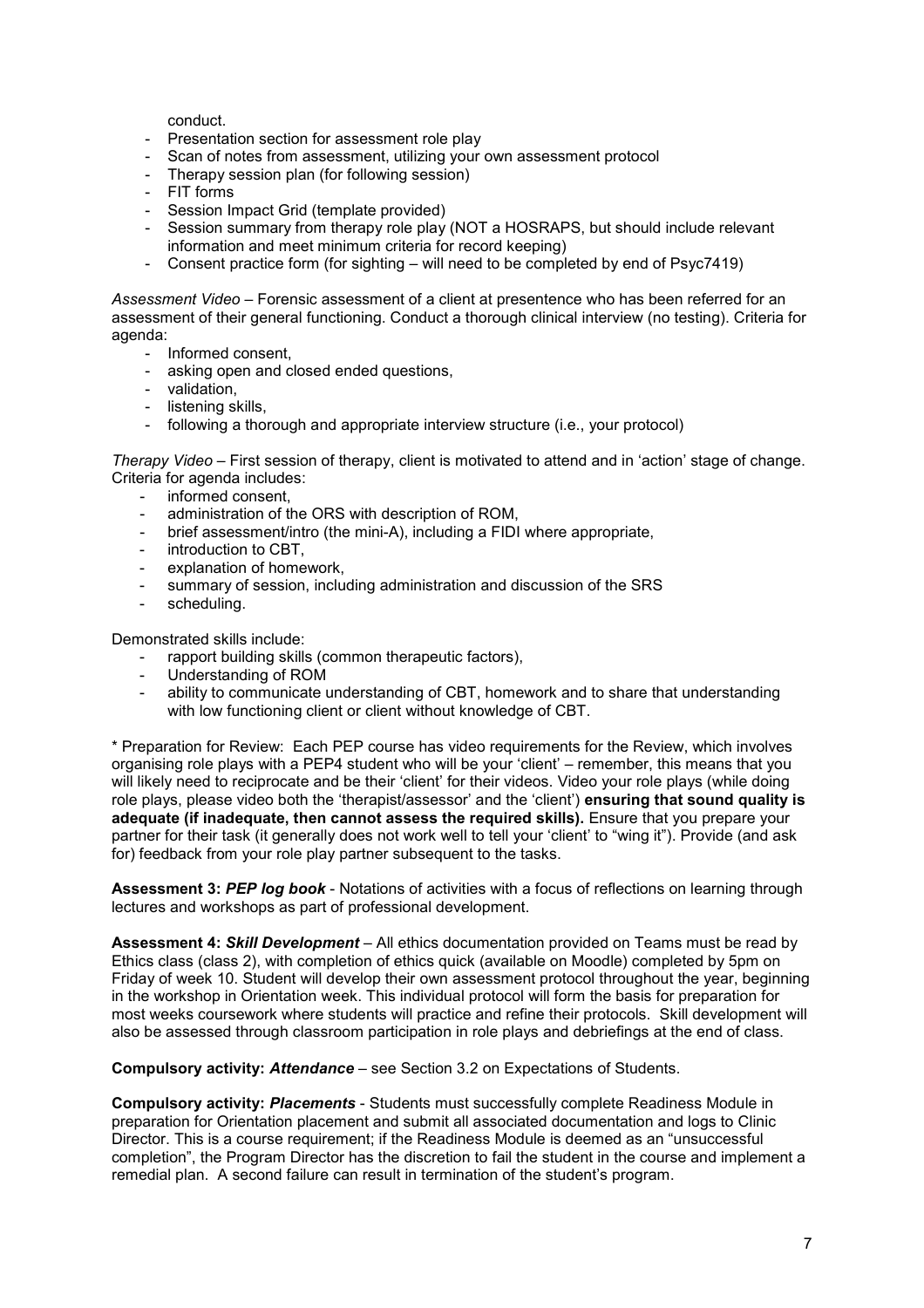conduct.

- Presentation section for assessment role play
- Scan of notes from assessment, utilizing your own assessment protocol
- Therapy session plan (for following session)
- FIT forms
- Session Impact Grid (template provided)
- Session summary from therapy role play (NOT a HOSRAPS, but should include relevant information and meet minimum criteria for record keeping)
- Consent practice form (for sighting – will need to be completed by end of Psyc7419)

*Assessment Video* – Forensic assessment of a client at presentence who has been referred for an assessment of their general functioning. Conduct a thorough clinical interview (no testing). Criteria for agenda:

- Informed consent,
- asking open and closed ended questions,
- validation,
- listening skills,
- following a thorough and appropriate interview structure (i.e., your protocol)

*Therapy Video* – First session of therapy, client is motivated to attend and in 'action' stage of change. Criteria for agenda includes:

- informed consent,
- administration of the ORS with description of ROM,
- brief assessment/intro (the mini-A), including a FIDI where appropriate,
- introduction to CBT,
- explanation of homework,
- summary of session, including administration and discussion of the SRS
- scheduling.

Demonstrated skills include:

- rapport building skills (common therapeutic factors),
- Understanding of ROM
- ability to communicate understanding of CBT, homework and to share that understanding with low functioning client or client without knowledge of CBT.

* Preparation for Review: Each PEP course has video requirements for the Review, which involves organising role plays with a PEP4 student who will be your 'client' – remember, this means that you will likely need to reciprocate and be their 'client' for their videos. Video your role plays (while doing role plays, please video both the 'therapist/assessor' and the 'client') **ensuring that sound quality is adequate (if inadequate, then cannot assess the required skills).** Ensure that you prepare your partner for their task (it generally does not work well to tell your 'client' to "wing it"). Provide (and ask for) feedback from your role play partner subsequent to the tasks.

**Assessment 3: *PEP log book*** - Notations of activities with a focus of reflections on learning through lectures and workshops as part of professional development.

**Assessment 4: *Skill Development*** – All ethics documentation provided on Teams must be read by Ethics class (class 2), with completion of ethics quick (available on Moodle) completed by 5pm on Friday of week 10. Student will develop their own assessment protocol throughout the year, beginning in the workshop in Orientation week. This individual protocol will form the basis for preparation for most weeks coursework where students will practice and refine their protocols. Skill development will also be assessed through classroom participation in role plays and debriefings at the end of class.

**Compulsory activity: *Attendance*** – see Section 3.2 on Expectations of Students.

**Compulsory activity: *Placements*** - Students must successfully complete Readiness Module in preparation for Orientation placement and submit all associated documentation and logs to Clinic Director. This is a course requirement; if the Readiness Module is deemed as an "unsuccessful completion", the Program Director has the discretion to fail the student in the course and implement a remedial plan. A second failure can result in termination of the student's program.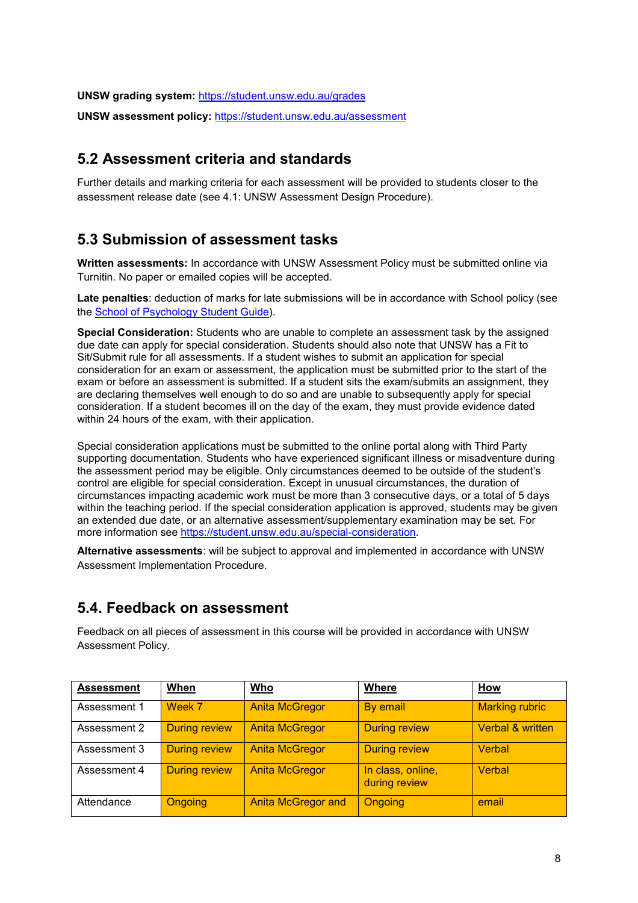**UNSW grading system:** [https://student.unsw.edu.au/grades](https://student.unsw.edu.au/grades)

**UNSW assessment policy:** [https://student.unsw.edu.au/assessment](https://student.unsw.edu.au/assessment)

## 5.2 Assessment criteria and standards

Further details and marking criteria for each assessment will be provided to students closer to the assessment release date (see 4.1: UNSW Assessment Design Procedure).

## 5.3 Submission of assessment tasks

**Written assessments:** In accordance with UNSW Assessment Policy must be submitted online via Turnitin. No paper or emailed copies will be accepted.

**Late penalties**: deduction of marks for late submissions will be in accordance with School policy (see the School of Psychology Student Guide).

**Special Consideration:** Students who are unable to complete an assessment task by the assigned due date can apply for special consideration. Students should also note that UNSW has a Fit to Sit/Submit rule for all assessments. If a student wishes to submit an application for special consideration for an exam or assessment, the application must be submitted prior to the start of the exam or before an assessment is submitted. If a student sits the exam/submits an assignment, they are declaring themselves well enough to do so and are unable to subsequently apply for special consideration. If a student becomes ill on the day of the exam, they must provide evidence dated within 24 hours of the exam, with their application.

Special consideration applications must be submitted to the online portal along with Third Party supporting documentation. Students who have experienced significant illness or misadventure during the assessment period may be eligible. Only circumstances deemed to be outside of the student's control are eligible for special consideration. Except in unusual circumstances, the duration of circumstances impacting academic work must be more than 3 consecutive days, or a total of 5 days within the teaching period. If the special consideration application is approved, students may be given an extended due date, or an alternative assessment/supplementary examination may be set. For more information see [https://student.unsw.edu.au/special-consideration](https://student.unsw.edu.au/special-consideration).

**Alternative assessments**: will be subject to approval and implemented in accordance with UNSW Assessment Implementation Procedure.

## 5.4. Feedback on assessment

Feedback on all pieces of assessment in this course will be provided in accordance with UNSW Assessment Policy.

| Assessment | When | Who | Where | How |
|---|---|---|---|---|
| Assessment 1 | Week 7 | Anita McGregor | By email | Marking rubric |
| Assessment 2 | During review | Anita McGregor | During review | Verbal & written |
| Assessment 3 | During review | Anita McGregor | During review | Verbal |
| Assessment 4 | During review | Anita McGregor | In class, online, during review | Verbal |
| Attendance | Ongoing | Anita McGregor and | Ongoing | email |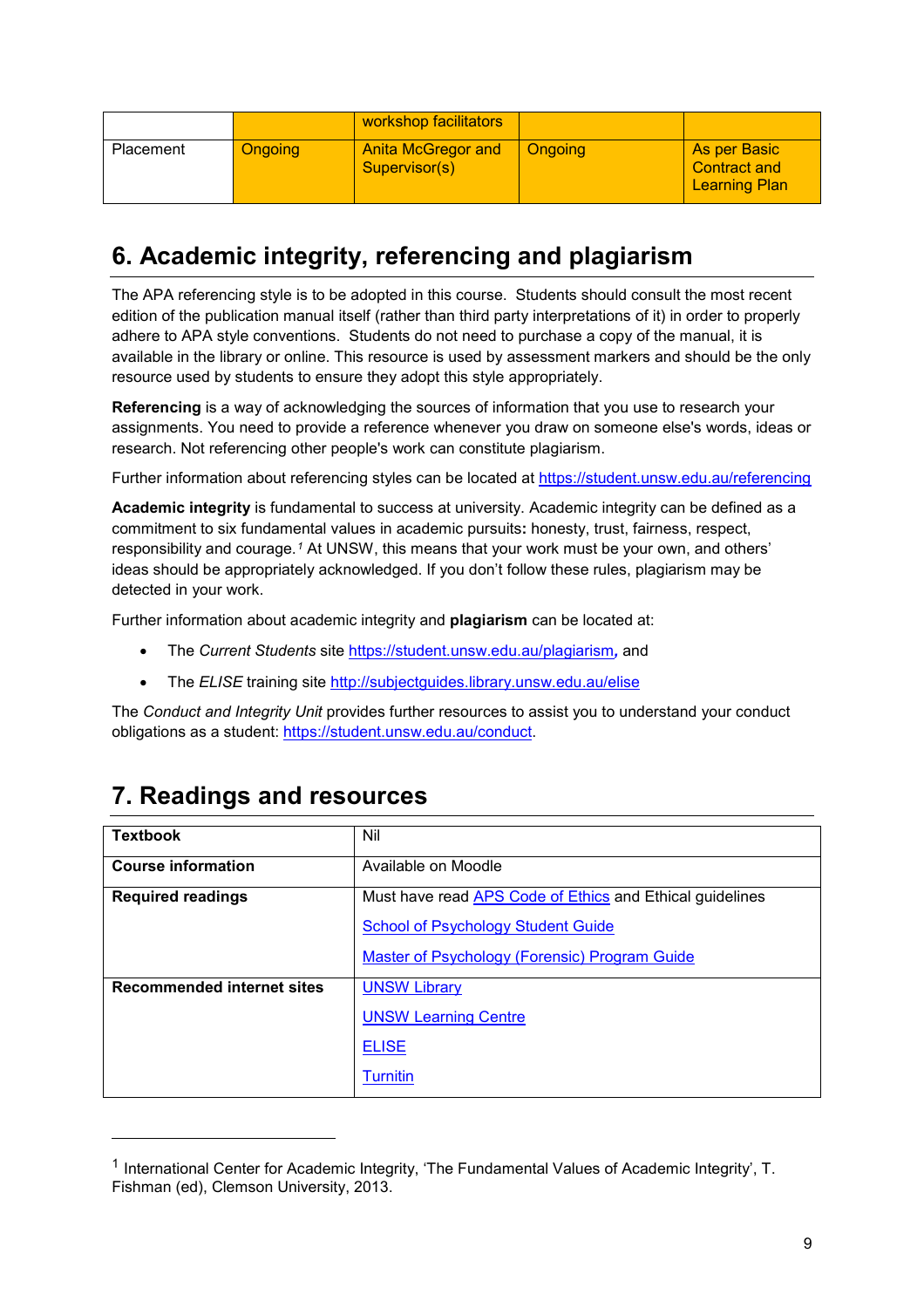| | | workshop facilitators | | |
|---|---|---|---|---|
| Placement | Ongoing | Anita McGregor and Supervisor(s) | Ongoing | As per Basic Contract and Learning Plan |

## 6. Academic integrity, referencing and plagiarism

The APA referencing style is to be adopted in this course. Students should consult the most recent edition of the publication manual itself (rather than third party interpretations of it) in order to properly adhere to APA style conventions. Students do not need to purchase a copy of the manual, it is available in the library or online. This resource is used by assessment markers and should be the only resource used by students to ensure they adopt this style appropriately.

**Referencing** is a way of acknowledging the sources of information that you use to research your assignments. You need to provide a reference whenever you draw on someone else's words, ideas or research. Not referencing other people's work can constitute plagiarism.

Further information about referencing styles can be located at https://student.unsw.edu.au/referencing

**Academic integrity** is fundamental to success at university. Academic integrity can be defined as a commitment to six fundamental values in academic pursuits**:** honesty, trust, fairness, respect, responsibility and courage.[1] At UNSW, this means that your work must be your own, and others' ideas should be appropriately acknowledged. If you don't follow these rules, plagiarism may be detected in your work.

Further information about academic integrity and **plagiarism** can be located at:

- The *Current Students* site https://student.unsw.edu.au/plagiarism*,* and
- The *ELISE* training site http://subjectguides.library.unsw.edu.au/elise

The *Conduct and Integrity Unit* provides further resources to assist you to understand your conduct obligations as a student: https://student.unsw.edu.au/conduct.

## 7. Readings and resources

| | |
|---|---|
| **Textbook** | Nil |
| **Course information** | Available on Moodle |
| **Required readings** | Must have read APS Code of Ethics and Ethical guidelines<br>School of Psychology Student Guide<br>Master of Psychology (Forensic) Program Guide |
| **Recommended internet sites** | UNSW Library<br>UNSW Learning Centre<br>ELISE<br>Turnitin |

[1] International Center for Academic Integrity, 'The Fundamental Values of Academic Integrity', T. Fishman (ed), Clemson University, 2013.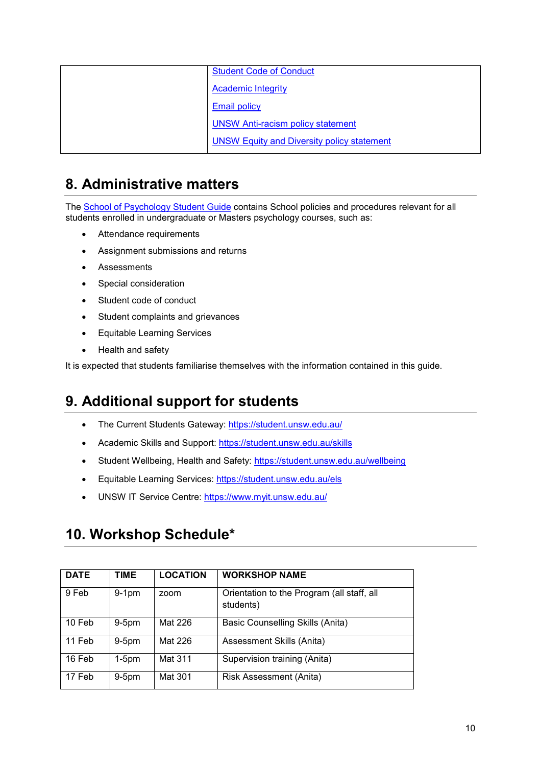| | Student Code of Conduct<br>Academic Integrity<br>Email policy<br>UNSW Anti-racism policy statement<br>UNSW Equity and Diversity policy statement |
|---|---|

## 8. Administrative matters

The School of Psychology Student Guide contains School policies and procedures relevant for all students enrolled in undergraduate or Masters psychology courses, such as:

- Attendance requirements
- Assignment submissions and returns
- Assessments
- Special consideration
- Student code of conduct
- Student complaints and grievances
- Equitable Learning Services
- Health and safety

It is expected that students familiarise themselves with the information contained in this guide.

## 9. Additional support for students

- The Current Students Gateway: https://student.unsw.edu.au/
- Academic Skills and Support: https://student.unsw.edu.au/skills
- Student Wellbeing, Health and Safety: https://student.unsw.edu.au/wellbeing
- Equitable Learning Services: https://student.unsw.edu.au/els
- UNSW IT Service Centre: https://www.myit.unsw.edu.au/

## 10. Workshop Schedule*

| DATE | TIME | LOCATION | WORKSHOP NAME |
|---|---|---|---|
| 9 Feb | 9-1pm | zoom | Orientation to the Program (all staff, all students) |
| 10 Feb | 9-5pm | Mat 226 | Basic Counselling Skills (Anita) |
| 11 Feb | 9-5pm | Mat 226 | Assessment Skills (Anita) |
| 16 Feb | 1-5pm | Mat 311 | Supervision training (Anita) |
| 17 Feb | 9-5pm | Mat 301 | Risk Assessment (Anita) |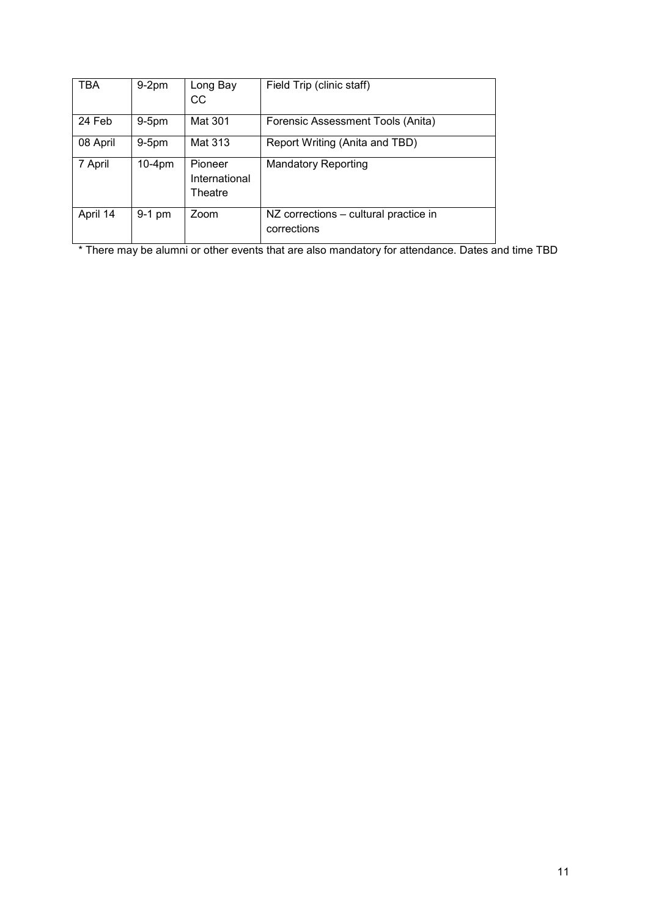| | | | |
|---|---|---|---|
| TBA | 9-2pm | Long Bay CC | Field Trip (clinic staff) |
| 24 Feb | 9-5pm | Mat 301 | Forensic Assessment Tools (Anita) |
| 08 April | 9-5pm | Mat 313 | Report Writing (Anita and TBD) |
| 7 April | 10-4pm | Pioneer International Theatre | Mandatory Reporting |
| April 14 | 9-1 pm | Zoom | NZ corrections – cultural practice in corrections |

* There may be alumni or other events that are also mandatory for attendance. Dates and time TBD